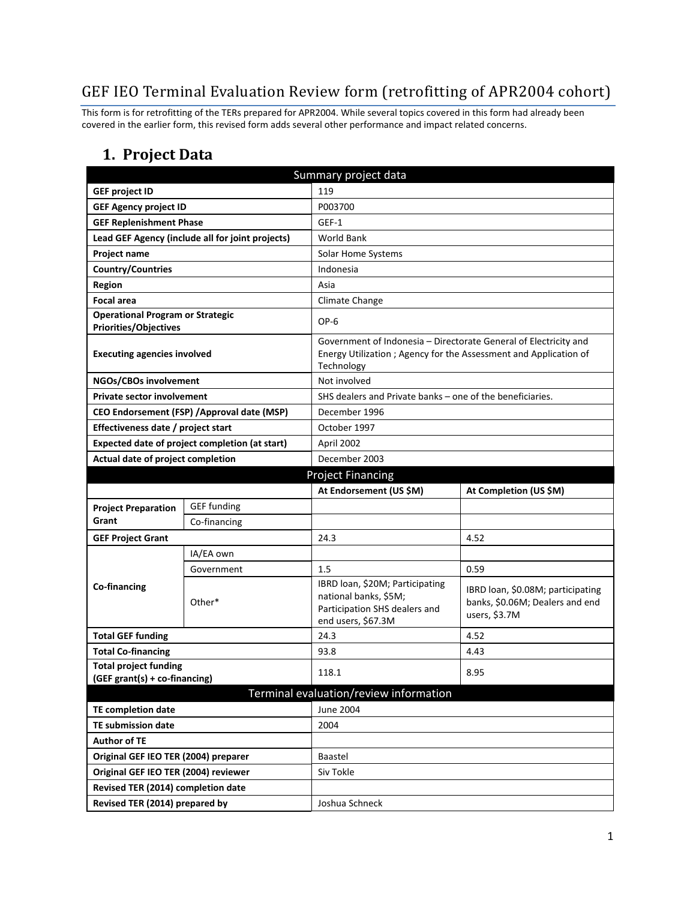# GEF IEO Terminal Evaluation Review form (retrofitting of APR2004 cohort)

This form is for retrofitting of the TERs prepared for APR2004. While several topics covered in this form had already been covered in the earlier form, this revised form adds several other performance and impact related concerns.

## 1. Project Data

| Summary project data | | | |
|---|---|---|---|
| **GEF project ID** | | 119 | |
| **GEF Agency project ID** | | P003700 | |
| **GEF Replenishment Phase** | | GEF-1 | |
| **Lead GEF Agency (include all for joint projects)** | | World Bank | |
| **Project name** | | Solar Home Systems | |
| **Country/Countries** | | Indonesia | |
| **Region** | | Asia | |
| **Focal area** | | Climate Change | |
| **Operational Program or Strategic Priorities/Objectives** | | OP-6 | |
| **Executing agencies involved** | | Government of Indonesia – Directorate General of Electricity and Energy Utilization ; Agency for the Assessment and Application of Technology | |
| **NGOs/CBOs involvement** | | Not involved | |
| **Private sector involvement** | | SHS dealers and Private banks – one of the beneficiaries. | |
| **CEO Endorsement (FSP) /Approval date (MSP)** | | December 1996 | |
| **Effectiveness date / project start** | | October 1997 | |
| **Expected date of project completion (at start)** | | April 2002 | |
| **Actual date of project completion** | | December 2003 | |
| **Project Financing** | | | |
| | | **At Endorsement (US $M)** | **At Completion (US $M)** |
| **Project Preparation Grant** | GEF funding | | |
| | Co-financing | | |
| **GEF Project Grant** | | 24.3 | 4.52 |
| **Co-financing** | IA/EA own | | |
| | Government | 1.5 | 0.59 |
| | Other* | IBRD loan, $20M; Participating national banks, $5M; Participation SHS dealers and end users, $67.3M | IBRD loan, $0.08M; participating banks, $0.06M; Dealers and end users, $3.7M |
| **Total GEF funding** | | 24.3 | 4.52 |
| **Total Co-financing** | | 93.8 | 4.43 |
| **Total project funding (GEF grant(s) + co-financing)** | | 118.1 | 8.95 |
| **Terminal evaluation/review information** | | | |
| **TE completion date** | | June 2004 | |
| **TE submission date** | | 2004 | |
| **Author of TE** | | | |
| **Original GEF IEO TER (2004) preparer** | | Baastel | |
| **Original GEF IEO TER (2004) reviewer** | | Siv Tokle | |
| **Revised TER (2014) completion date** | | | |
| **Revised TER (2014) prepared by** | | Joshua Schneck | |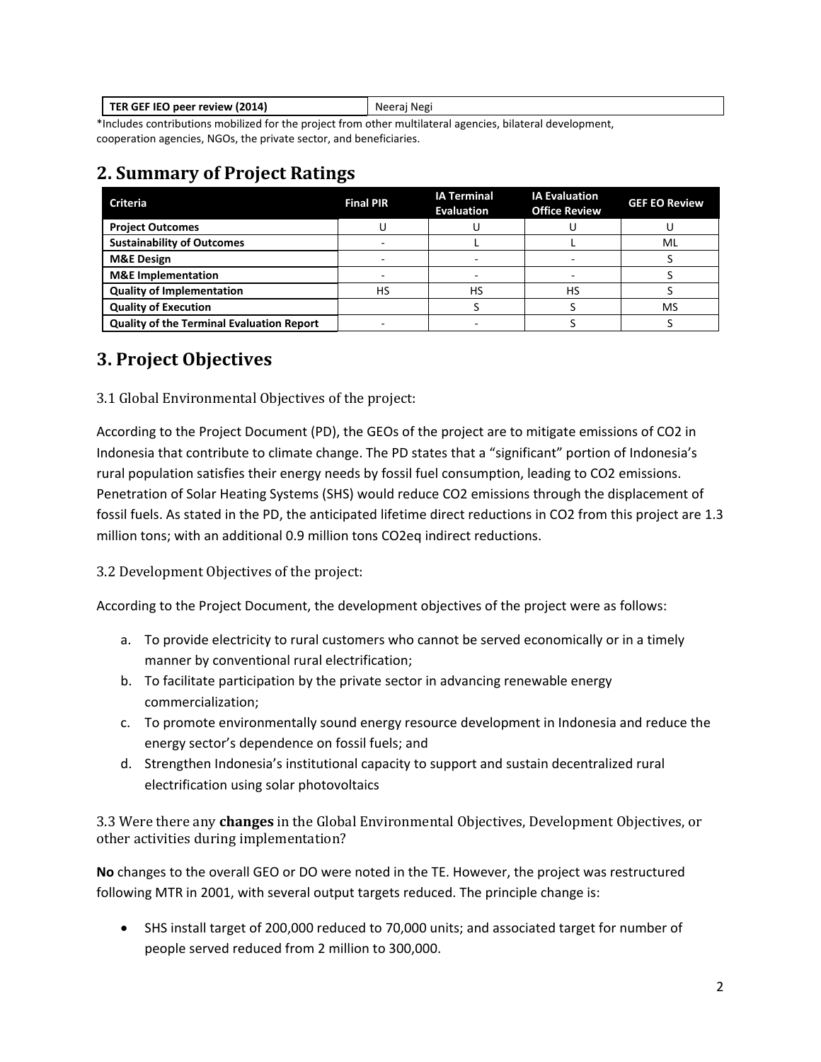| TER GEF IEO peer review (2014) | Neeraj Negi |
|---|---|

*Includes contributions mobilized for the project from other multilateral agencies, bilateral development, cooperation agencies, NGOs, the private sector, and beneficiaries.

## 2. Summary of Project Ratings

| Criteria | Final PIR | IA Terminal Evaluation | IA Evaluation Office Review | GEF EO Review |
|---|---|---|---|---|
| Project Outcomes | U | U | U | U |
| Sustainability of Outcomes | - | L | L | ML |
| M&E Design | - | - | - | S |
| M&E Implementation | - | - | - | S |
| Quality of Implementation | HS | HS | HS | S |
| Quality of Execution | | S | S | MS |
| Quality of the Terminal Evaluation Report | - | - | S | S |

## 3. Project Objectives

### 3.1 Global Environmental Objectives of the project:

According to the Project Document (PD), the GEOs of the project are to mitigate emissions of $CO_2$ in Indonesia that contribute to climate change. The PD states that a "significant" portion of Indonesia's rural population satisfies their energy needs by fossil fuel consumption, leading to $CO_2$ emissions. Penetration of Solar Heating Systems (SHS) would reduce $CO_2$ emissions through the displacement of fossil fuels. As stated in the PD, the anticipated lifetime direct reductions in $CO_2$ from this project are 1.3 million tons; with an additional 0.9 million tons $CO_2eq$ indirect reductions.

### 3.2 Development Objectives of the project:

According to the Project Document, the development objectives of the project were as follows:

a. To provide electricity to rural customers who cannot be served economically or in a timely manner by conventional rural electrification;
b. To facilitate participation by the private sector in advancing renewable energy commercialization;
c. To promote environmentally sound energy resource development in Indonesia and reduce the energy sector's dependence on fossil fuels; and
d. Strengthen Indonesia's institutional capacity to support and sustain decentralized rural electrification using solar photovoltaics

### 3.3 Were there any **changes** in the Global Environmental Objectives, Development Objectives, or other activities during implementation?

**No** changes to the overall GEO or DO were noted in the TE. However, the project was restructured following MTR in 2001, with several output targets reduced. The principle change is:

- SHS install target of 200,000 reduced to 70,000 units; and associated target for number of people served reduced from 2 million to 300,000.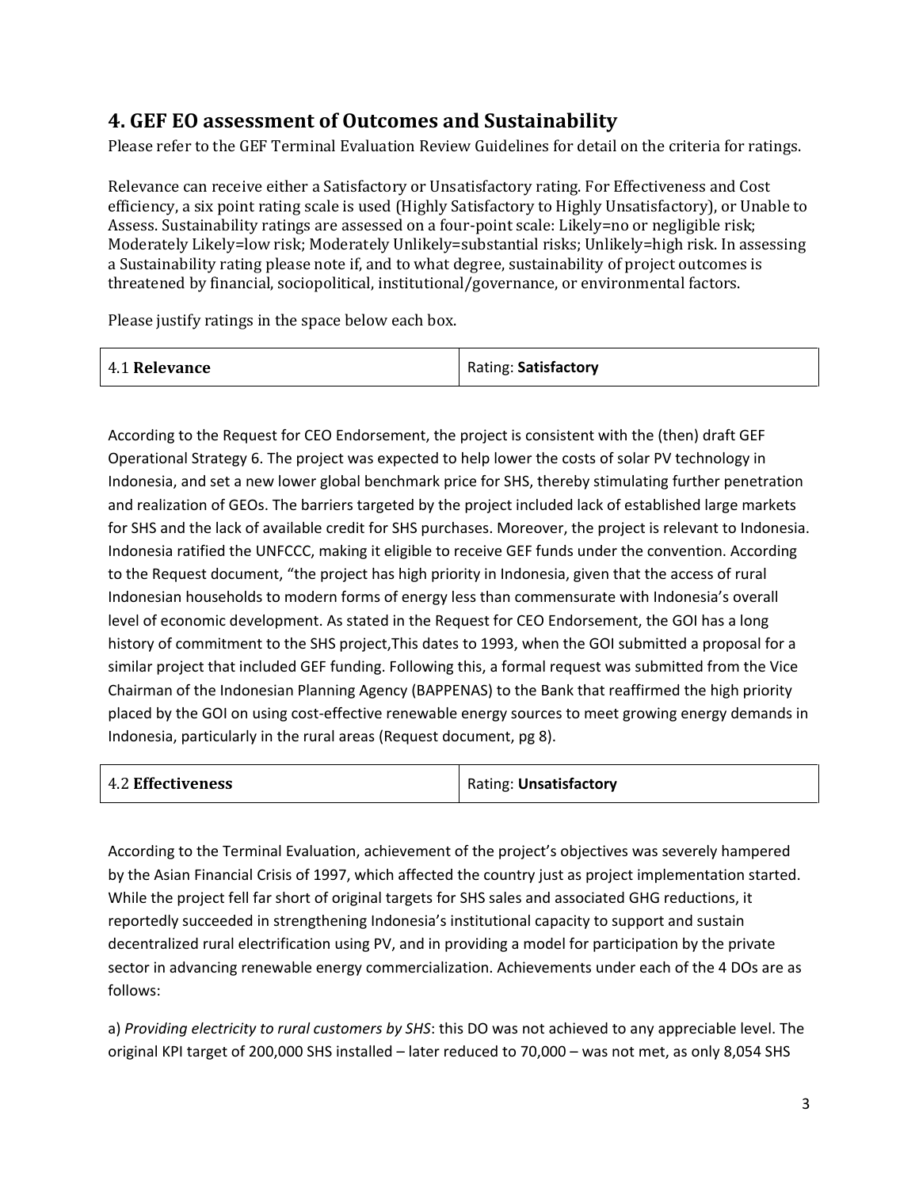## 4. GEF EO assessment of Outcomes and Sustainability

Please refer to the GEF Terminal Evaluation Review Guidelines for detail on the criteria for ratings.

Relevance can receive either a Satisfactory or Unsatisfactory rating. For Effectiveness and Cost efficiency, a six point rating scale is used (Highly Satisfactory to Highly Unsatisfactory), or Unable to Assess. Sustainability ratings are assessed on a four-point scale: Likely=no or negligible risk; Moderately Likely=low risk; Moderately Unlikely=substantial risks; Unlikely=high risk. In assessing a Sustainability rating please note if, and to what degree, sustainability of project outcomes is threatened by financial, sociopolitical, institutional/governance, or environmental factors.

Please justify ratings in the space below each box.

| 4.1 **Relevance** | Rating: **Satisfactory** |
|---|---|

According to the Request for CEO Endorsement, the project is consistent with the (then) draft GEF Operational Strategy 6. The project was expected to help lower the costs of solar PV technology in Indonesia, and set a new lower global benchmark price for SHS, thereby stimulating further penetration and realization of GEOs. The barriers targeted by the project included lack of established large markets for SHS and the lack of available credit for SHS purchases. Moreover, the project is relevant to Indonesia. Indonesia ratified the UNFCCC, making it eligible to receive GEF funds under the convention. According to the Request document, "the project has high priority in Indonesia, given that the access of rural Indonesian households to modern forms of energy less than commensurate with Indonesia's overall level of economic development. As stated in the Request for CEO Endorsement, the GOI has a long history of commitment to the SHS project,This dates to 1993, when the GOI submitted a proposal for a similar project that included GEF funding. Following this, a formal request was submitted from the Vice Chairman of the Indonesian Planning Agency (BAPPENAS) to the Bank that reaffirmed the high priority placed by the GOI on using cost-effective renewable energy sources to meet growing energy demands in Indonesia, particularly in the rural areas (Request document, pg 8).

| 4.2 **Effectiveness** | Rating: **Unsatisfactory** |
|---|---|

According to the Terminal Evaluation, achievement of the project's objectives was severely hampered by the Asian Financial Crisis of 1997, which affected the country just as project implementation started. While the project fell far short of original targets for SHS sales and associated GHG reductions, it reportedly succeeded in strengthening Indonesia's institutional capacity to support and sustain decentralized rural electrification using PV, and in providing a model for participation by the private sector in advancing renewable energy commercialization. Achievements under each of the 4 DOs are as follows:

a) *Providing electricity to rural customers by SHS*: this DO was not achieved to any appreciable level. The original KPI target of 200,000 SHS installed – later reduced to 70,000 – was not met, as only 8,054 SHS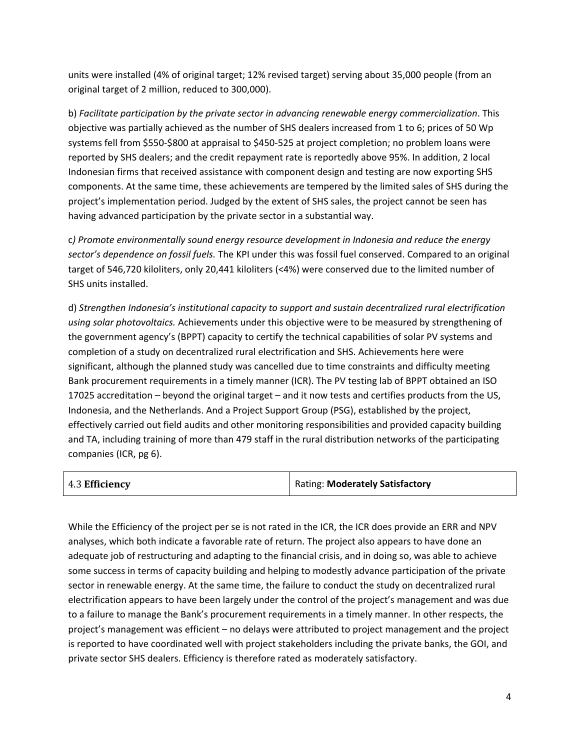units were installed (4% of original target; 12% revised target) serving about 35,000 people (from an original target of 2 million, reduced to 300,000).

b) *Facilitate participation by the private sector in advancing renewable energy commercialization*. This objective was partially achieved as the number of SHS dealers increased from 1 to 6; prices of 50 Wp systems fell from $550-$800 at appraisal to $450-525 at project completion; no problem loans were reported by SHS dealers; and the credit repayment rate is reportedly above 95%. In addition, 2 local Indonesian firms that received assistance with component design and testing are now exporting SHS components. At the same time, these achievements are tempered by the limited sales of SHS during the project's implementation period. Judged by the extent of SHS sales, the project cannot be seen has having advanced participation by the private sector in a substantial way.

c*) Promote environmentally sound energy resource development in Indonesia and reduce the energy sector's dependence on fossil fuels.* The KPI under this was fossil fuel conserved. Compared to an original target of 546,720 kiloliters, only 20,441 kiloliters (<4%) were conserved due to the limited number of SHS units installed.

d) *Strengthen Indonesia's institutional capacity to support and sustain decentralized rural electrification using solar photovoltaics.* Achievements under this objective were to be measured by strengthening of the government agency's (BPPT) capacity to certify the technical capabilities of solar PV systems and completion of a study on decentralized rural electrification and SHS. Achievements here were significant, although the planned study was cancelled due to time constraints and difficulty meeting Bank procurement requirements in a timely manner (ICR). The PV testing lab of BPPT obtained an ISO 17025 accreditation – beyond the original target – and it now tests and certifies products from the US, Indonesia, and the Netherlands. And a Project Support Group (PSG), established by the project, effectively carried out field audits and other monitoring responsibilities and provided capacity building and TA, including training of more than 479 staff in the rural distribution networks of the participating companies (ICR, pg 6).

| 4.3 **Efficiency** | Rating: **Moderately Satisfactory** |
|---|---|

While the Efficiency of the project per se is not rated in the ICR, the ICR does provide an ERR and NPV analyses, which both indicate a favorable rate of return. The project also appears to have done an adequate job of restructuring and adapting to the financial crisis, and in doing so, was able to achieve some success in terms of capacity building and helping to modestly advance participation of the private sector in renewable energy. At the same time, the failure to conduct the study on decentralized rural electrification appears to have been largely under the control of the project's management and was due to a failure to manage the Bank's procurement requirements in a timely manner. In other respects, the project's management was efficient – no delays were attributed to project management and the project is reported to have coordinated well with project stakeholders including the private banks, the GOI, and private sector SHS dealers. Efficiency is therefore rated as moderately satisfactory.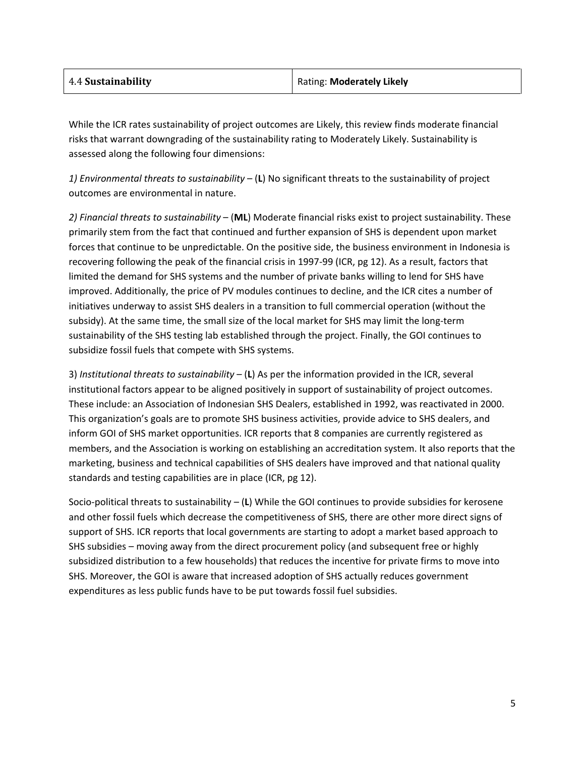| 4.4 **Sustainability** | Rating: **Moderately Likely** |
| --- | --- |

While the ICR rates sustainability of project outcomes are Likely, this review finds moderate financial risks that warrant downgrading of the sustainability rating to Moderately Likely. Sustainability is assessed along the following four dimensions:

*1) Environmental threats to sustainability* – (**L**) No significant threats to the sustainability of project outcomes are environmental in nature.

*2) Financial threats to sustainability* – (**ML**) Moderate financial risks exist to project sustainability. These primarily stem from the fact that continued and further expansion of SHS is dependent upon market forces that continue to be unpredictable. On the positive side, the business environment in Indonesia is recovering following the peak of the financial crisis in 1997-99 (ICR, pg 12). As a result, factors that limited the demand for SHS systems and the number of private banks willing to lend for SHS have improved. Additionally, the price of PV modules continues to decline, and the ICR cites a number of initiatives underway to assist SHS dealers in a transition to full commercial operation (without the subsidy). At the same time, the small size of the local market for SHS may limit the long-term sustainability of the SHS testing lab established through the project. Finally, the GOI continues to subsidize fossil fuels that compete with SHS systems.

3) *Institutional threats to sustainability* – (**L**) As per the information provided in the ICR, several institutional factors appear to be aligned positively in support of sustainability of project outcomes. These include: an Association of Indonesian SHS Dealers, established in 1992, was reactivated in 2000. This organization's goals are to promote SHS business activities, provide advice to SHS dealers, and inform GOI of SHS market opportunities. ICR reports that 8 companies are currently registered as members, and the Association is working on establishing an accreditation system. It also reports that the marketing, business and technical capabilities of SHS dealers have improved and that national quality standards and testing capabilities are in place (ICR, pg 12).

Socio-political threats to sustainability – (**L**) While the GOI continues to provide subsidies for kerosene and other fossil fuels which decrease the competitiveness of SHS, there are other more direct signs of support of SHS. ICR reports that local governments are starting to adopt a market based approach to SHS subsidies – moving away from the direct procurement policy (and subsequent free or highly subsidized distribution to a few households) that reduces the incentive for private firms to move into SHS. Moreover, the GOI is aware that increased adoption of SHS actually reduces government expenditures as less public funds have to be put towards fossil fuel subsidies.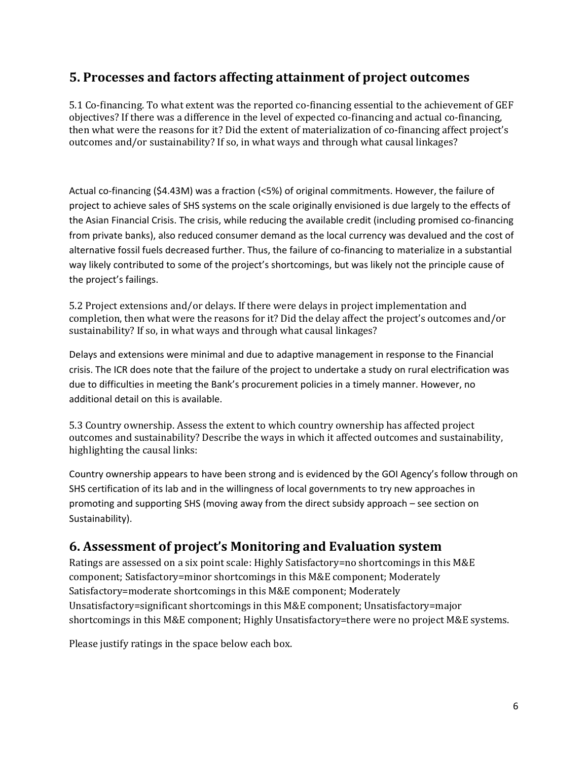## 5. Processes and factors affecting attainment of project outcomes

5.1 Co-financing. To what extent was the reported co-financing essential to the achievement of GEF objectives? If there was a difference in the level of expected co-financing and actual co-financing, then what were the reasons for it? Did the extent of materialization of co-financing affect project's outcomes and/or sustainability? If so, in what ways and through what causal linkages?

Actual co-financing ($4.43M) was a fraction (<5%) of original commitments. However, the failure of project to achieve sales of SHS systems on the scale originally envisioned is due largely to the effects of the Asian Financial Crisis. The crisis, while reducing the available credit (including promised co-financing from private banks), also reduced consumer demand as the local currency was devalued and the cost of alternative fossil fuels decreased further. Thus, the failure of co-financing to materialize in a substantial way likely contributed to some of the project's shortcomings, but was likely not the principle cause of the project's failings.

5.2 Project extensions and/or delays. If there were delays in project implementation and completion, then what were the reasons for it? Did the delay affect the project's outcomes and/or sustainability? If so, in what ways and through what causal linkages?

Delays and extensions were minimal and due to adaptive management in response to the Financial crisis. The ICR does note that the failure of the project to undertake a study on rural electrification was due to difficulties in meeting the Bank's procurement policies in a timely manner. However, no additional detail on this is available.

5.3 Country ownership. Assess the extent to which country ownership has affected project outcomes and sustainability? Describe the ways in which it affected outcomes and sustainability, highlighting the causal links:

Country ownership appears to have been strong and is evidenced by the GOI Agency's follow through on SHS certification of its lab and in the willingness of local governments to try new approaches in promoting and supporting SHS (moving away from the direct subsidy approach – see section on Sustainability).

## 6. Assessment of project's Monitoring and Evaluation system

Ratings are assessed on a six point scale: Highly Satisfactory=no shortcomings in this M&E component; Satisfactory=minor shortcomings in this M&E component; Moderately Satisfactory=moderate shortcomings in this M&E component; Moderately Unsatisfactory=significant shortcomings in this M&E component; Unsatisfactory=major shortcomings in this M&E component; Highly Unsatisfactory=there were no project M&E systems.

Please justify ratings in the space below each box.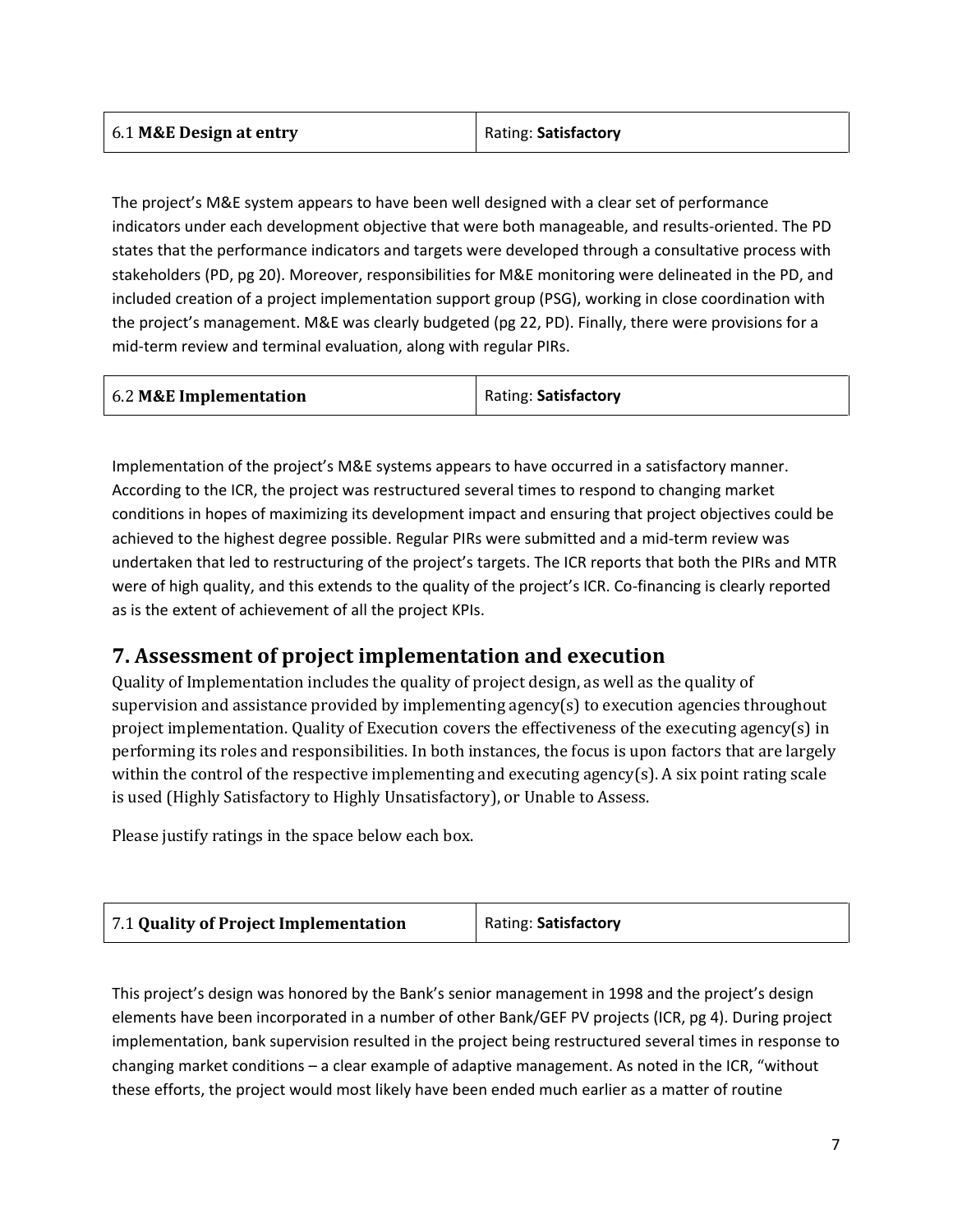| 6.1 **M&E Design at entry** | Rating: **Satisfactory** |
|---|---|

The project's M&E system appears to have been well designed with a clear set of performance indicators under each development objective that were both manageable, and results-oriented. The PD states that the performance indicators and targets were developed through a consultative process with stakeholders (PD, pg 20). Moreover, responsibilities for M&E monitoring were delineated in the PD, and included creation of a project implementation support group (PSG), working in close coordination with the project's management. M&E was clearly budgeted (pg 22, PD). Finally, there were provisions for a mid-term review and terminal evaluation, along with regular PIRs.

| 6.2 **M&E Implementation** | Rating: **Satisfactory** |
|---|---|

Implementation of the project's M&E systems appears to have occurred in a satisfactory manner. According to the ICR, the project was restructured several times to respond to changing market conditions in hopes of maximizing its development impact and ensuring that project objectives could be achieved to the highest degree possible. Regular PIRs were submitted and a mid-term review was undertaken that led to restructuring of the project's targets. The ICR reports that both the PIRs and MTR were of high quality, and this extends to the quality of the project's ICR. Co-financing is clearly reported as is the extent of achievement of all the project KPIs.

## 7. Assessment of project implementation and execution

Quality of Implementation includes the quality of project design, as well as the quality of supervision and assistance provided by implementing agency(s) to execution agencies throughout project implementation. Quality of Execution covers the effectiveness of the executing agency(s) in performing its roles and responsibilities. In both instances, the focus is upon factors that are largely within the control of the respective implementing and executing agency(s). A six point rating scale is used (Highly Satisfactory to Highly Unsatisfactory), or Unable to Assess.

Please justify ratings in the space below each box.

| 7.1 **Quality of Project Implementation** | Rating: **Satisfactory** |
|---|---|

This project's design was honored by the Bank's senior management in 1998 and the project's design elements have been incorporated in a number of other Bank/GEF PV projects (ICR, pg 4). During project implementation, bank supervision resulted in the project being restructured several times in response to changing market conditions – a clear example of adaptive management. As noted in the ICR, "without these efforts, the project would most likely have been ended much earlier as a matter of routine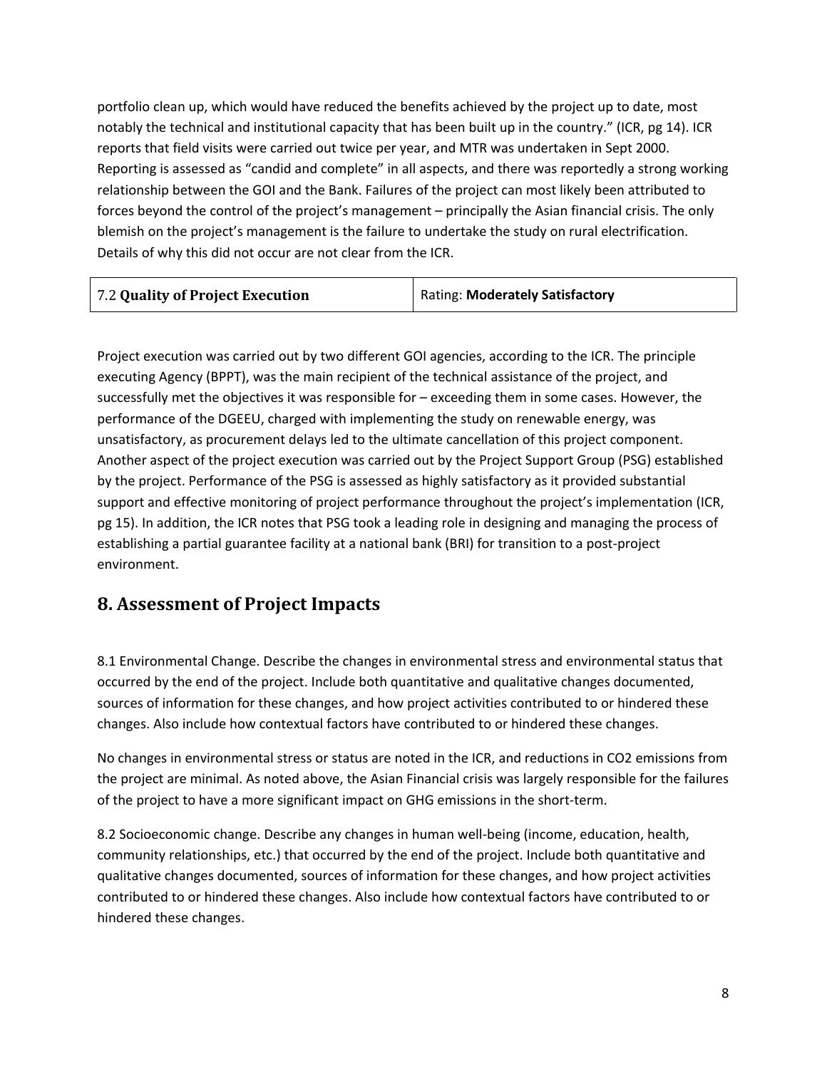portfolio clean up, which would have reduced the benefits achieved by the project up to date, most notably the technical and institutional capacity that has been built up in the country." (ICR, pg 14). ICR reports that field visits were carried out twice per year, and MTR was undertaken in Sept 2000. Reporting is assessed as "candid and complete" in all aspects, and there was reportedly a strong working relationship between the GOI and the Bank. Failures of the project can most likely been attributed to forces beyond the control of the project's management – principally the Asian financial crisis. The only blemish on the project's management is the failure to undertake the study on rural electrification. Details of why this did not occur are not clear from the ICR.

| 7.2 **Quality of Project Execution** | Rating: **Moderately Satisfactory** |
|---|---|

Project execution was carried out by two different GOI agencies, according to the ICR. The principle executing Agency (BPPT), was the main recipient of the technical assistance of the project, and successfully met the objectives it was responsible for – exceeding them in some cases. However, the performance of the DGEEU, charged with implementing the study on renewable energy, was unsatisfactory, as procurement delays led to the ultimate cancellation of this project component. Another aspect of the project execution was carried out by the Project Support Group (PSG) established by the project. Performance of the PSG is assessed as highly satisfactory as it provided substantial support and effective monitoring of project performance throughout the project's implementation (ICR, pg 15). In addition, the ICR notes that PSG took a leading role in designing and managing the process of establishing a partial guarantee facility at a national bank (BRI) for transition to a post-project environment.

## 8. Assessment of Project Impacts

8.1 Environmental Change. Describe the changes in environmental stress and environmental status that occurred by the end of the project. Include both quantitative and qualitative changes documented, sources of information for these changes, and how project activities contributed to or hindered these changes. Also include how contextual factors have contributed to or hindered these changes.

No changes in environmental stress or status are noted in the ICR, and reductions in $CO_2$ emissions from the project are minimal. As noted above, the Asian Financial crisis was largely responsible for the failures of the project to have a more significant impact on GHG emissions in the short-term.

8.2 Socioeconomic change. Describe any changes in human well-being (income, education, health, community relationships, etc.) that occurred by the end of the project. Include both quantitative and qualitative changes documented, sources of information for these changes, and how project activities contributed to or hindered these changes. Also include how contextual factors have contributed to or hindered these changes.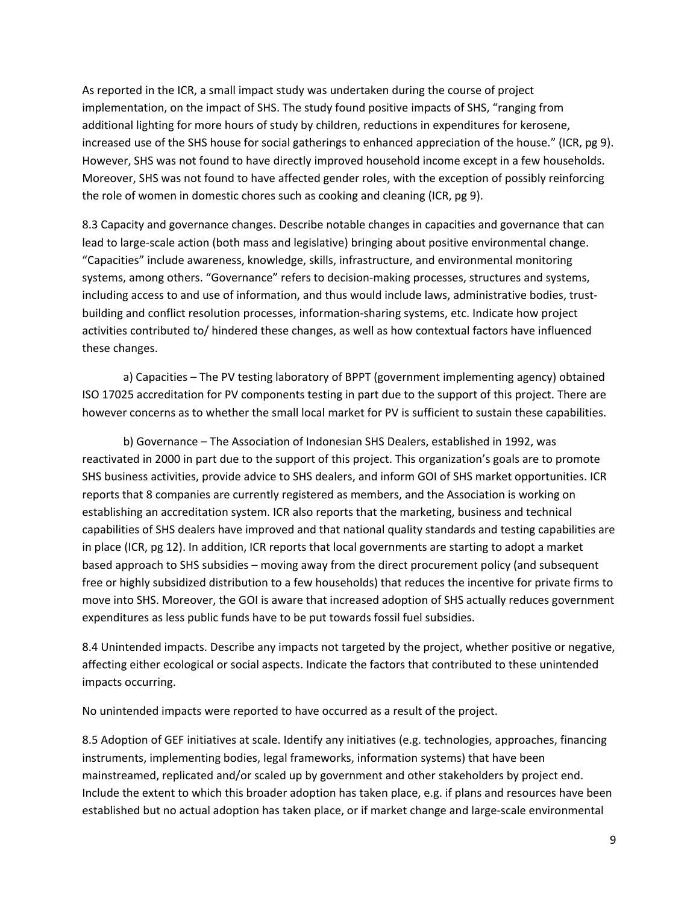As reported in the ICR, a small impact study was undertaken during the course of project implementation, on the impact of SHS. The study found positive impacts of SHS, "ranging from additional lighting for more hours of study by children, reductions in expenditures for kerosene, increased use of the SHS house for social gatherings to enhanced appreciation of the house." (ICR, pg 9). However, SHS was not found to have directly improved household income except in a few households. Moreover, SHS was not found to have affected gender roles, with the exception of possibly reinforcing the role of women in domestic chores such as cooking and cleaning (ICR, pg 9).

8.3 Capacity and governance changes. Describe notable changes in capacities and governance that can lead to large-scale action (both mass and legislative) bringing about positive environmental change. "Capacities" include awareness, knowledge, skills, infrastructure, and environmental monitoring systems, among others. "Governance" refers to decision-making processes, structures and systems, including access to and use of information, and thus would include laws, administrative bodies, trust-building and conflict resolution processes, information-sharing systems, etc. Indicate how project activities contributed to/ hindered these changes, as well as how contextual factors have influenced these changes.

a) Capacities – The PV testing laboratory of BPPT (government implementing agency) obtained ISO 17025 accreditation for PV components testing in part due to the support of this project. There are however concerns as to whether the small local market for PV is sufficient to sustain these capabilities.

b) Governance – The Association of Indonesian SHS Dealers, established in 1992, was reactivated in 2000 in part due to the support of this project. This organization's goals are to promote SHS business activities, provide advice to SHS dealers, and inform GOI of SHS market opportunities. ICR reports that 8 companies are currently registered as members, and the Association is working on establishing an accreditation system. ICR also reports that the marketing, business and technical capabilities of SHS dealers have improved and that national quality standards and testing capabilities are in place (ICR, pg 12). In addition, ICR reports that local governments are starting to adopt a market based approach to SHS subsidies – moving away from the direct procurement policy (and subsequent free or highly subsidized distribution to a few households) that reduces the incentive for private firms to move into SHS. Moreover, the GOI is aware that increased adoption of SHS actually reduces government expenditures as less public funds have to be put towards fossil fuel subsidies.

8.4 Unintended impacts. Describe any impacts not targeted by the project, whether positive or negative, affecting either ecological or social aspects. Indicate the factors that contributed to these unintended impacts occurring.

No unintended impacts were reported to have occurred as a result of the project.

8.5 Adoption of GEF initiatives at scale. Identify any initiatives (e.g. technologies, approaches, financing instruments, implementing bodies, legal frameworks, information systems) that have been mainstreamed, replicated and/or scaled up by government and other stakeholders by project end. Include the extent to which this broader adoption has taken place, e.g. if plans and resources have been established but no actual adoption has taken place, or if market change and large-scale environmental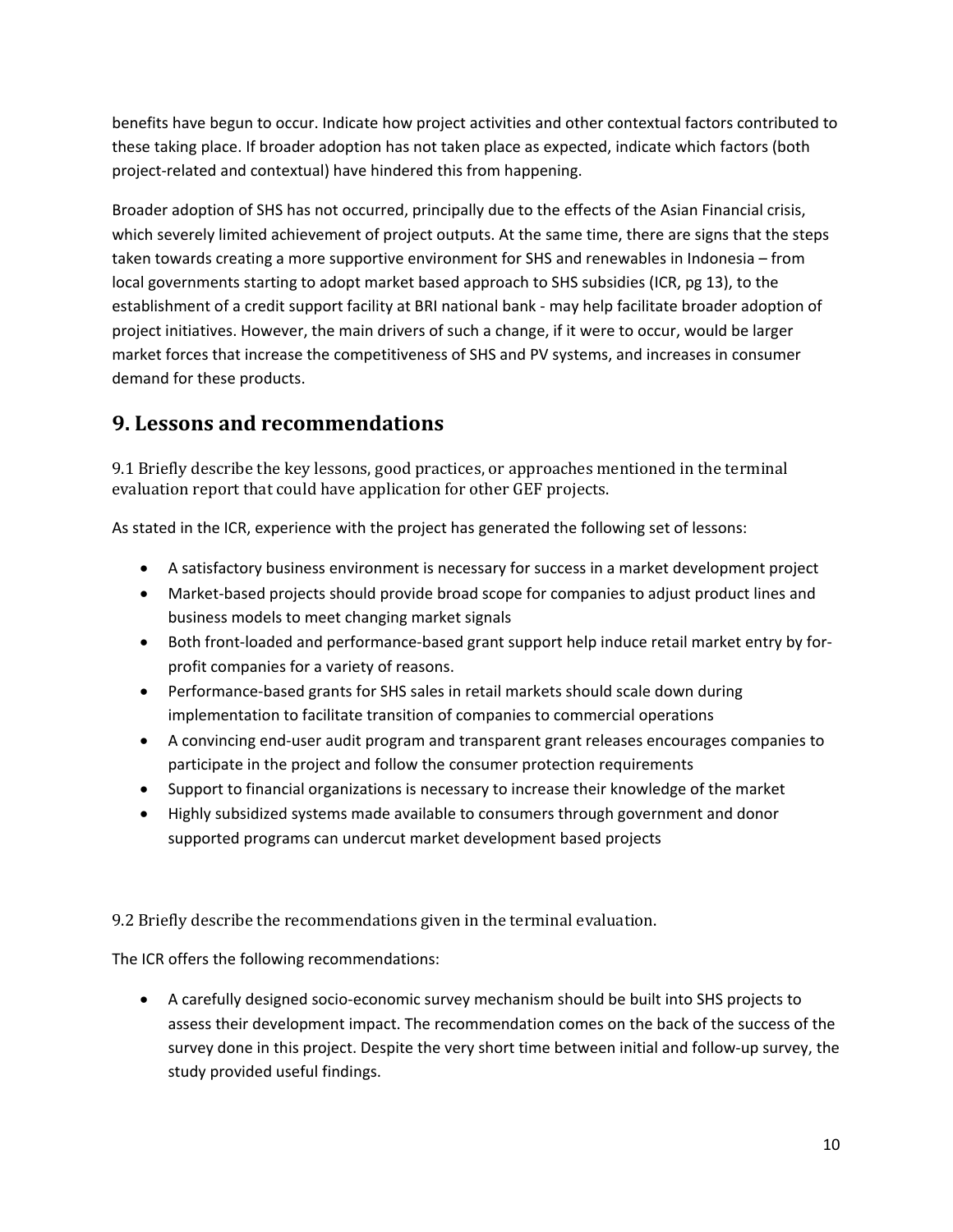benefits have begun to occur. Indicate how project activities and other contextual factors contributed to these taking place. If broader adoption has not taken place as expected, indicate which factors (both project-related and contextual) have hindered this from happening.

Broader adoption of SHS has not occurred, principally due to the effects of the Asian Financial crisis, which severely limited achievement of project outputs. At the same time, there are signs that the steps taken towards creating a more supportive environment for SHS and renewables in Indonesia – from local governments starting to adopt market based approach to SHS subsidies (ICR, pg 13), to the establishment of a credit support facility at BRI national bank - may help facilitate broader adoption of project initiatives. However, the main drivers of such a change, if it were to occur, would be larger market forces that increase the competitiveness of SHS and PV systems, and increases in consumer demand for these products.

## 9. Lessons and recommendations

9.1 Briefly describe the key lessons, good practices, or approaches mentioned in the terminal evaluation report that could have application for other GEF projects.

As stated in the ICR, experience with the project has generated the following set of lessons:

- A satisfactory business environment is necessary for success in a market development project
- Market-based projects should provide broad scope for companies to adjust product lines and business models to meet changing market signals
- Both front-loaded and performance-based grant support help induce retail market entry by for-profit companies for a variety of reasons.
- Performance-based grants for SHS sales in retail markets should scale down during implementation to facilitate transition of companies to commercial operations
- A convincing end-user audit program and transparent grant releases encourages companies to participate in the project and follow the consumer protection requirements
- Support to financial organizations is necessary to increase their knowledge of the market
- Highly subsidized systems made available to consumers through government and donor supported programs can undercut market development based projects

9.2 Briefly describe the recommendations given in the terminal evaluation.

The ICR offers the following recommendations:

- A carefully designed socio-economic survey mechanism should be built into SHS projects to assess their development impact. The recommendation comes on the back of the success of the survey done in this project. Despite the very short time between initial and follow-up survey, the study provided useful findings.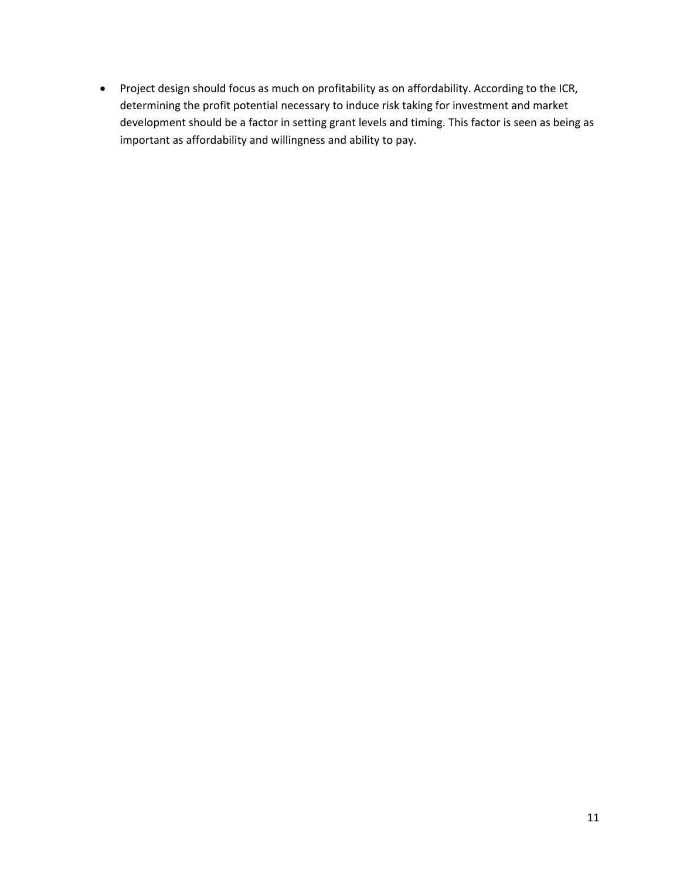- Project design should focus as much on profitability as on affordability. According to the ICR, determining the profit potential necessary to induce risk taking for investment and market development should be a factor in setting grant levels and timing. This factor is seen as being as important as affordability and willingness and ability to pay.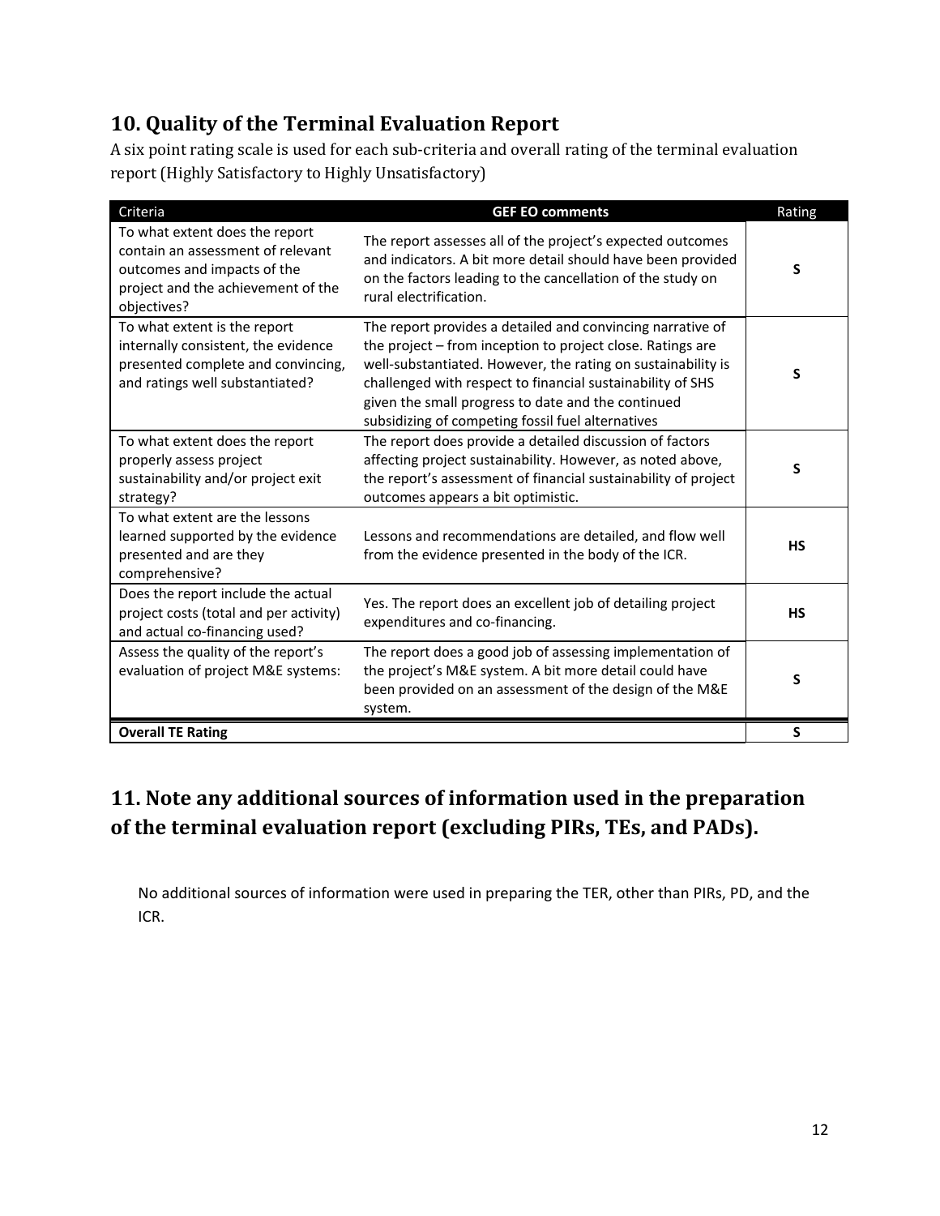## 10. Quality of the Terminal Evaluation Report

A six point rating scale is used for each sub-criteria and overall rating of the terminal evaluation report (Highly Satisfactory to Highly Unsatisfactory)

| Criteria | GEF EO comments | Rating |
|---|---|---|
| To what extent does the report contain an assessment of relevant outcomes and impacts of the project and the achievement of the objectives? | The report assesses all of the project's expected outcomes and indicators. A bit more detail should have been provided on the factors leading to the cancellation of the study on rural electrification. | S |
| To what extent is the report internally consistent, the evidence presented complete and convincing, and ratings well substantiated? | The report provides a detailed and convincing narrative of the project – from inception to project close. Ratings are well-substantiated. However, the rating on sustainability is challenged with respect to financial sustainability of SHS given the small progress to date and the continued subsidizing of competing fossil fuel alternatives | S |
| To what extent does the report properly assess project sustainability and/or project exit strategy? | The report does provide a detailed discussion of factors affecting project sustainability. However, as noted above, the report's assessment of financial sustainability of project outcomes appears a bit optimistic. | S |
| To what extent are the lessons learned supported by the evidence presented and are they comprehensive? | Lessons and recommendations are detailed, and flow well from the evidence presented in the body of the ICR. | HS |
| Does the report include the actual project costs (total and per activity) and actual co-financing used? | Yes. The report does an excellent job of detailing project expenditures and co-financing. | HS |
| Assess the quality of the report's evaluation of project M&E systems: | The report does a good job of assessing implementation of the project's M&E system. A bit more detail could have been provided on an assessment of the design of the M&E system. | S |
| **Overall TE Rating** | | S |

## 11. Note any additional sources of information used in the preparation of the terminal evaluation report (excluding PIRs, TEs, and PADs).

No additional sources of information were used in preparing the TER, other than PIRs, PD, and the ICR.